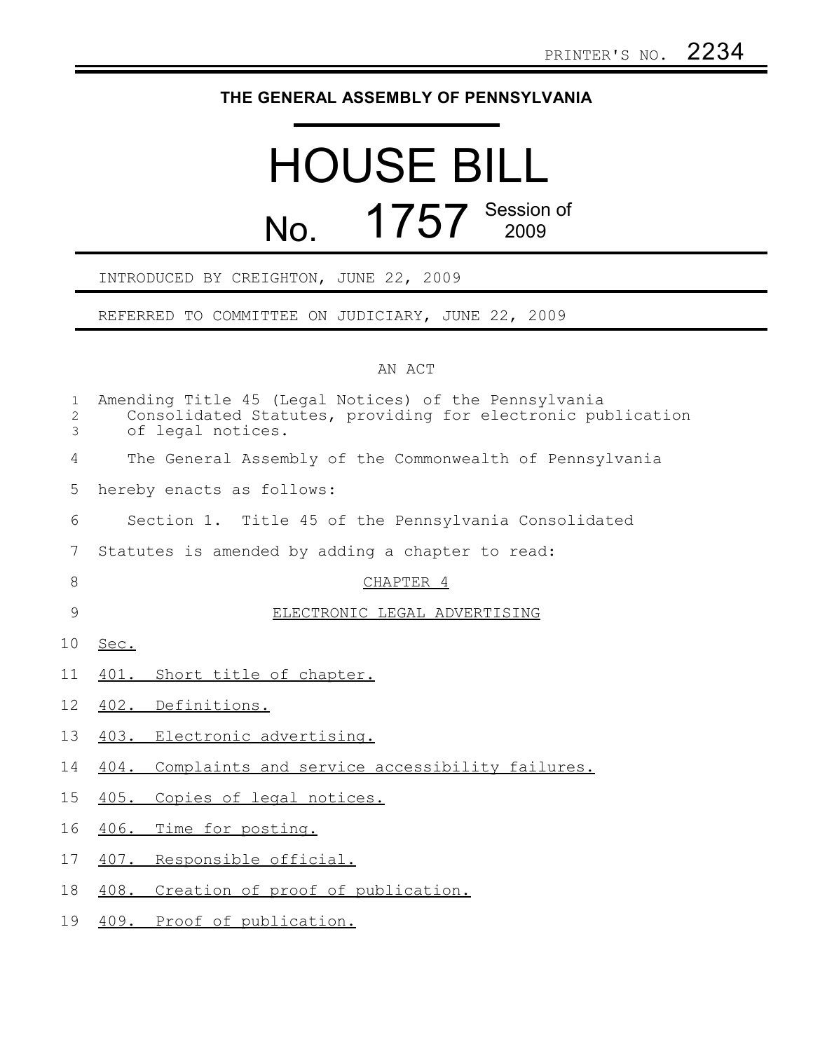PRINTER'S NO. 2234

# THE GENERAL ASSEMBLY OF PENNSYLVANIA

# HOUSE BILL

## No. 1757 Session of 2009

INTRODUCED BY CREIGHTON, JUNE 22, 2009

REFERRED TO COMMITTEE ON JUDICIARY, JUNE 22, 2009

AN ACT

Amending Title 45 (Legal Notices) of the Pennsylvania Consolidated Statutes, providing for electronic publication of legal notices.

The General Assembly of the Commonwealth of Pennsylvania hereby enacts as follows:

Section 1. Title 45 of the Pennsylvania Consolidated Statutes is amended by adding a chapter to read:

CHAPTER 4

ELECTRONIC LEGAL ADVERTISING

Sec.

401. Short title of chapter.

402. Definitions.

403. Electronic advertising.

404. Complaints and service accessibility failures.

405. Copies of legal notices.

406. Time for posting.

407. Responsible official.

408. Creation of proof of publication.

409. Proof of publication.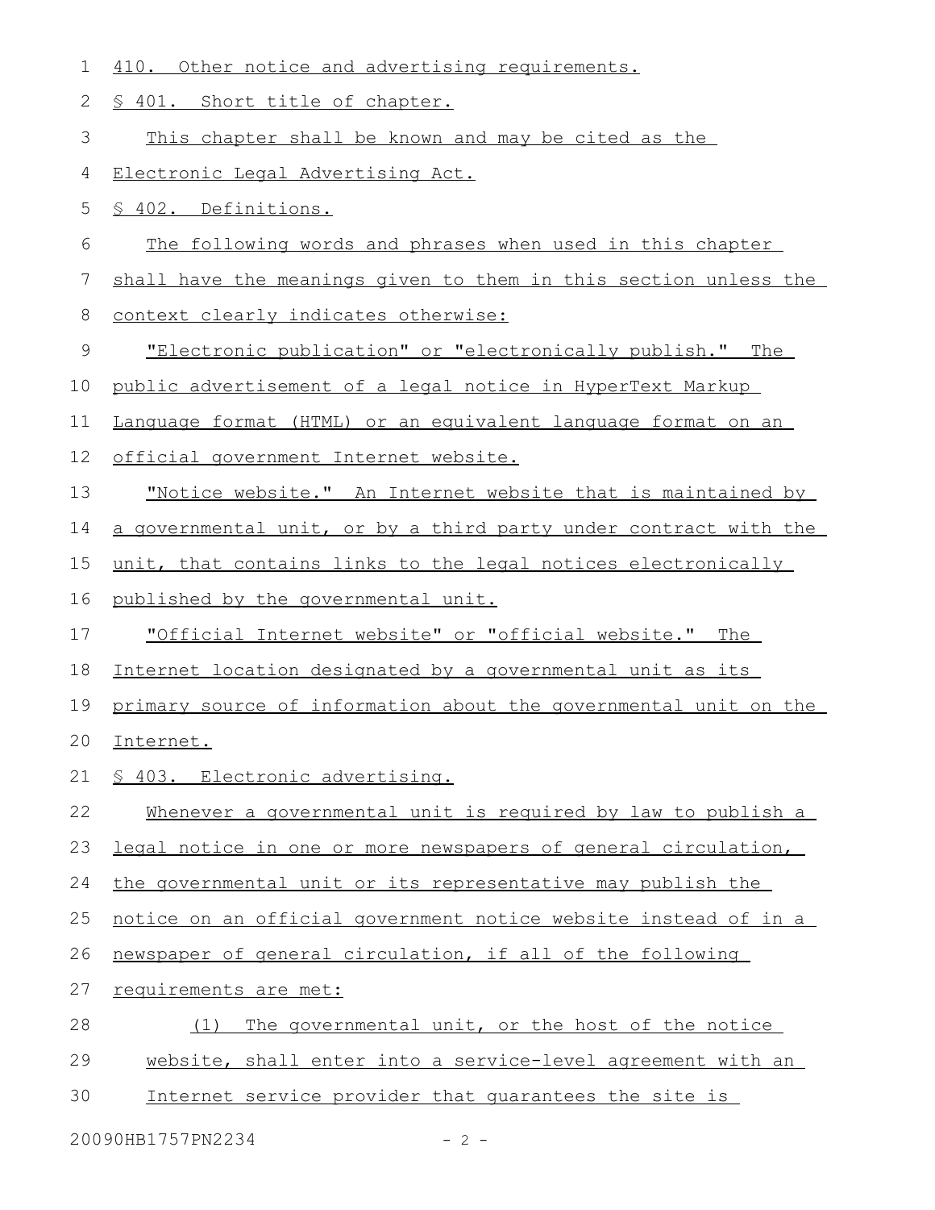410. Other notice and advertising requirements.

§ 401. Short title of chapter.

This chapter shall be known and may be cited as the Electronic Legal Advertising Act.

§ 402. Definitions.

The following words and phrases when used in this chapter shall have the meanings given to them in this section unless the context clearly indicates otherwise:

"Electronic publication" or "electronically publish." The public advertisement of a legal notice in HyperText Markup Language format (HTML) or an equivalent language format on an official government Internet website.

"Notice website." An Internet website that is maintained by a governmental unit, or by a third party under contract with the unit, that contains links to the legal notices electronically published by the governmental unit.

"Official Internet website" or "official website." The Internet location designated by a governmental unit as its primary source of information about the governmental unit on the Internet.

§ 403. Electronic advertising.

Whenever a governmental unit is required by law to publish a legal notice in one or more newspapers of general circulation, the governmental unit or its representative may publish the notice on an official government notice website instead of in a newspaper of general circulation, if all of the following requirements are met:

(1) The governmental unit, or the host of the notice website, shall enter into a service-level agreement with an Internet service provider that guarantees the site is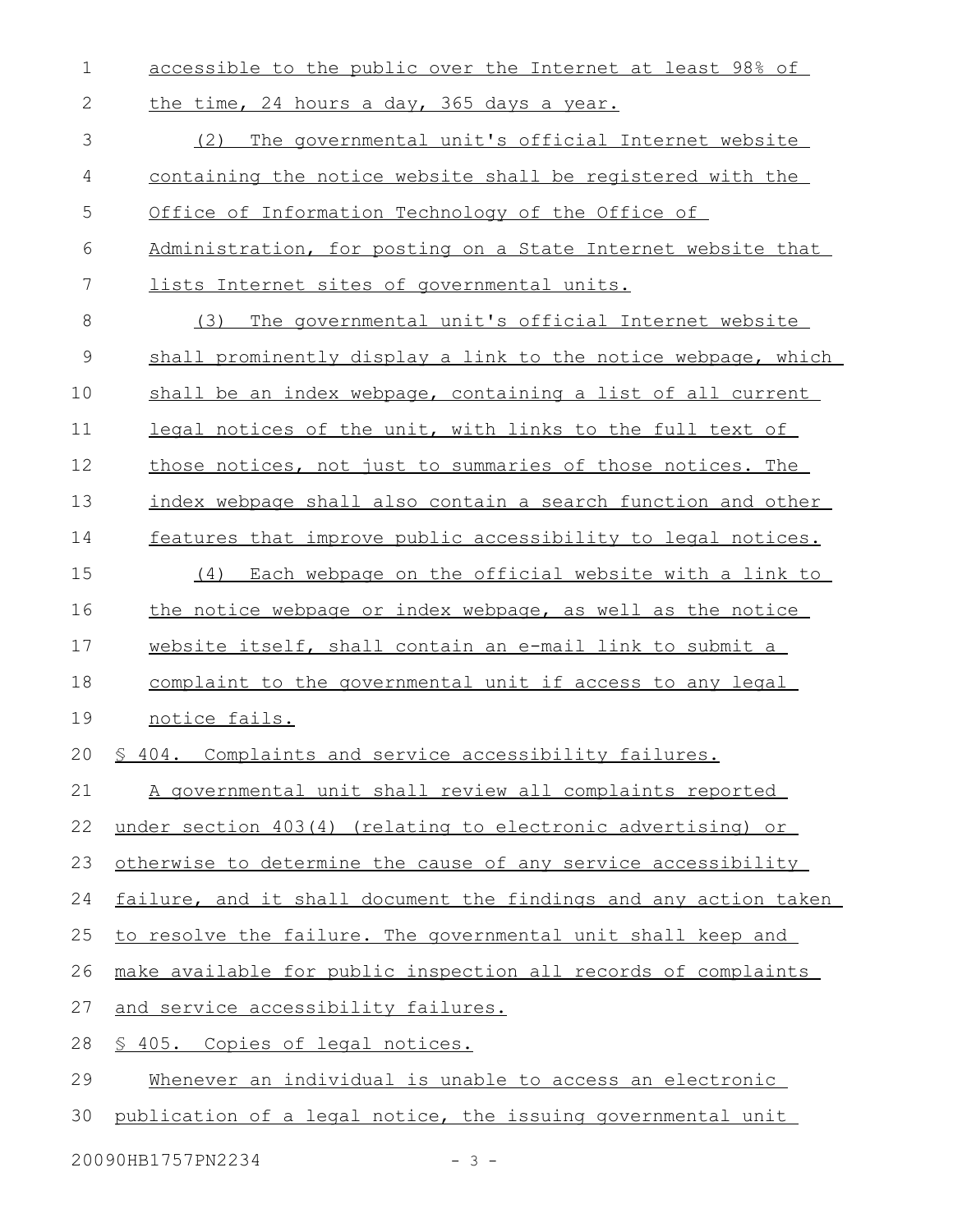accessible to the public over the Internet at least 98% of the time, 24 hours a day, 365 days a year.

(2) The governmental unit's official Internet website containing the notice website shall be registered with the Office of Information Technology of the Office of Administration, for posting on a State Internet website that lists Internet sites of governmental units.

(3) The governmental unit's official Internet website shall prominently display a link to the notice webpage, which shall be an index webpage, containing a list of all current legal notices of the unit, with links to the full text of those notices, not just to summaries of those notices. The index webpage shall also contain a search function and other features that improve public accessibility to legal notices.

(4) Each webpage on the official website with a link to the notice webpage or index webpage, as well as the notice website itself, shall contain an e-mail link to submit a complaint to the governmental unit if access to any legal notice fails.

§ 404. Complaints and service accessibility failures.

A governmental unit shall review all complaints reported under section 403(4) (relating to electronic advertising) or otherwise to determine the cause of any service accessibility failure, and it shall document the findings and any action taken to resolve the failure. The governmental unit shall keep and make available for public inspection all records of complaints and service accessibility failures.

§ 405. Copies of legal notices.

Whenever an individual is unable to access an electronic publication of a legal notice, the issuing governmental unit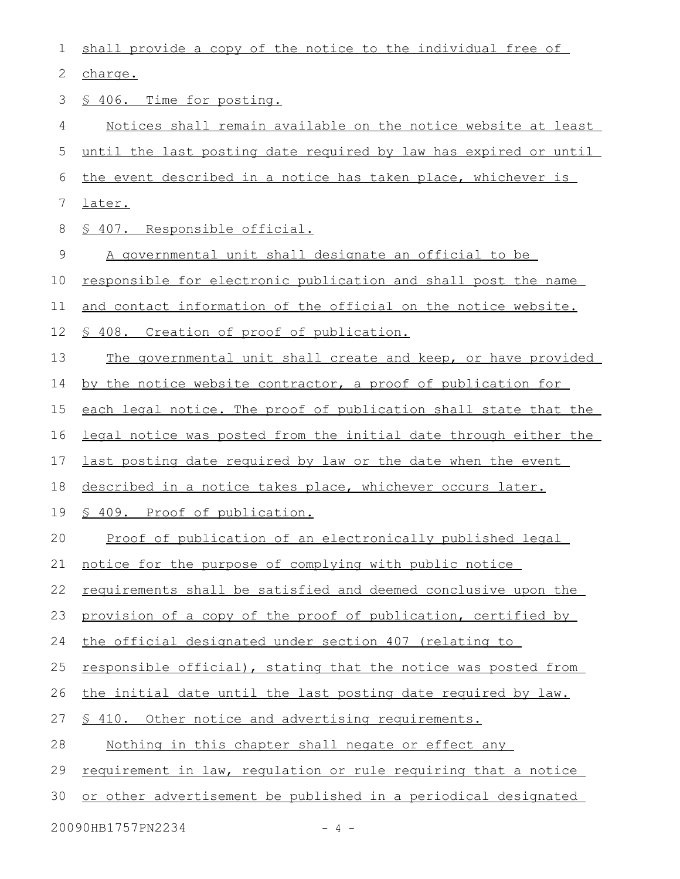shall provide a copy of the notice to the individual free of charge.

§ 406. Time for posting.

Notices shall remain available on the notice website at least until the last posting date required by law has expired or until the event described in a notice has taken place, whichever is later.

§ 407. Responsible official.

A governmental unit shall designate an official to be responsible for electronic publication and shall post the name and contact information of the official on the notice website.

§ 408. Creation of proof of publication.

The governmental unit shall create and keep, or have provided by the notice website contractor, a proof of publication for each legal notice. The proof of publication shall state that the legal notice was posted from the initial date through either the last posting date required by law or the date when the event described in a notice takes place, whichever occurs later.

§ 409. Proof of publication.

Proof of publication of an electronically published legal notice for the purpose of complying with public notice requirements shall be satisfied and deemed conclusive upon the provision of a copy of the proof of publication, certified by the official designated under section 407 (relating to responsible official), stating that the notice was posted from the initial date until the last posting date required by law.

§ 410. Other notice and advertising requirements.

Nothing in this chapter shall negate or effect any requirement in law, regulation or rule requiring that a notice or other advertisement be published in a periodical designated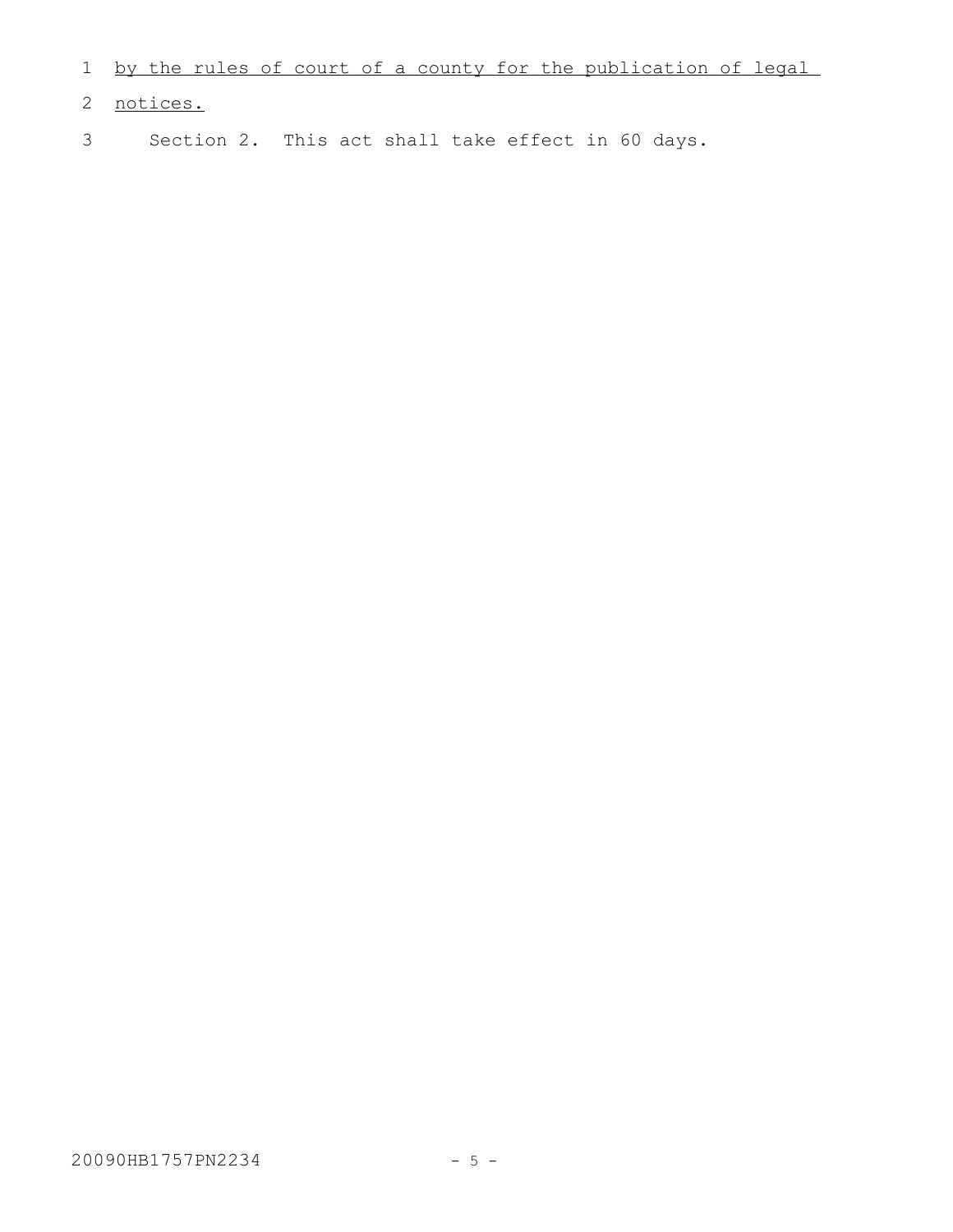by the rules of court of a county for the publication of legal notices.

Section 2. This act shall take effect in 60 days.